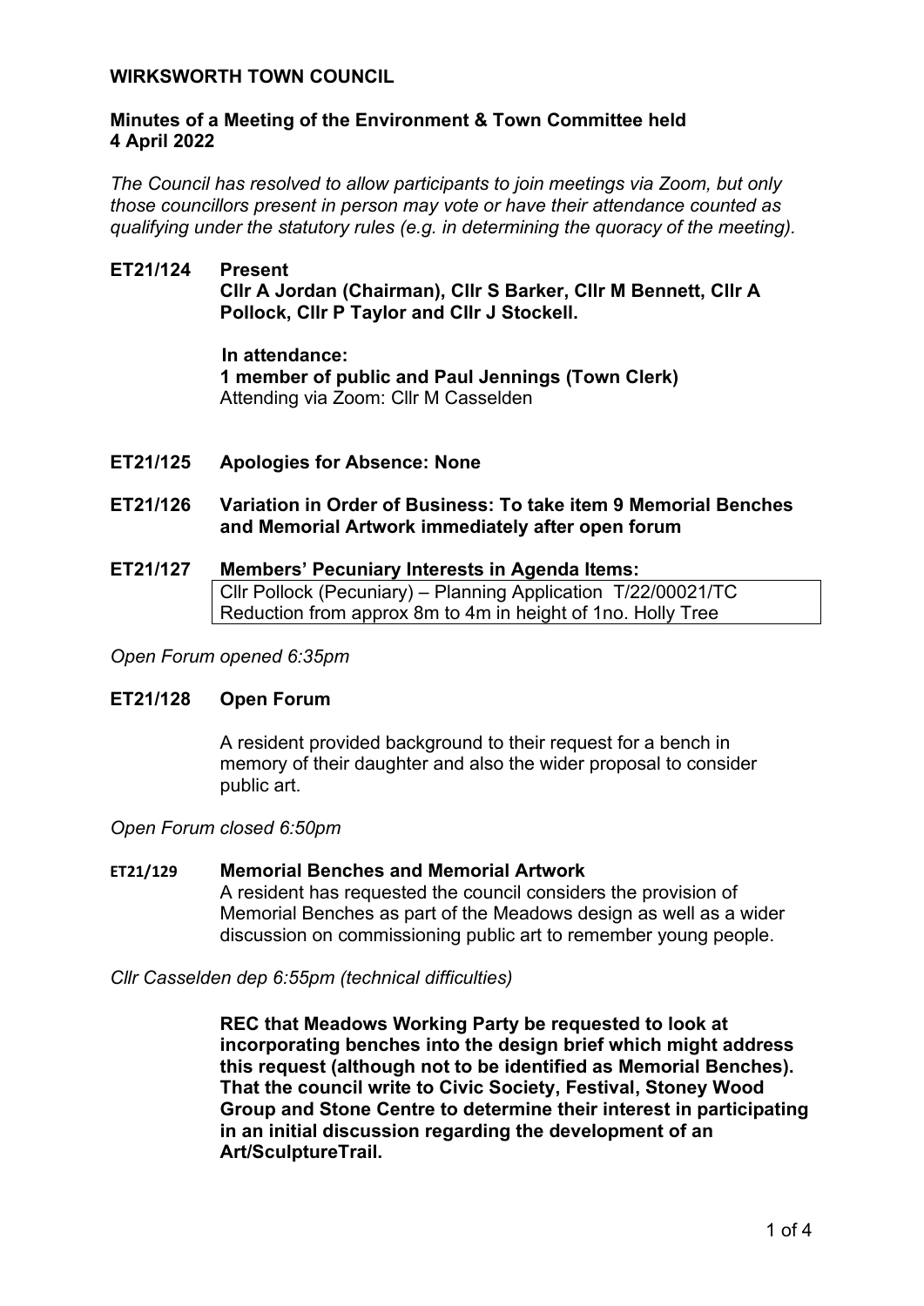**WIRKSWORTH TOWN COUNCIL**

**Minutes of a Meeting of the Environment & Town Committee held 4 April 2022**

*The Council has resolved to allow participants to join meetings via Zoom, but only those councillors present in person may vote or have their attendance counted as qualifying under the statutory rules (e.g. in determining the quoracy of the meeting).*

**ET21/124 Present**

**Cllr A Jordan (Chairman), Cllr S Barker, Cllr M Bennett, Cllr A Pollock, Cllr P Taylor and Cllr J Stockell.**

**In attendance:**
**1 member of public and Paul Jennings (Town Clerk)**
Attending via Zoom: Cllr M Casselden

**ET21/125 Apologies for Absence: None**

**ET21/126 Variation in Order of Business: To take item 9 Memorial Benches and Memorial Artwork immediately after open forum**

**ET21/127 Members' Pecuniary Interests in Agenda Items:**

| Cllr Pollock (Pecuniary) – Planning Application T/22/00021/TC Reduction from approx 8m to 4m in height of 1no. Holly Tree |
|---|

*Open Forum opened 6:35pm*

**ET21/128 Open Forum**

A resident provided background to their request for a bench in memory of their daughter and also the wider proposal to consider public art.

*Open Forum closed 6:50pm*

**ET21/129 Memorial Benches and Memorial Artwork**

A resident has requested the council considers the provision of Memorial Benches as part of the Meadows design as well as a wider discussion on commissioning public art to remember young people.

*Cllr Casselden dep 6:55pm (technical difficulties)*

**REC that Meadows Working Party be requested to look at incorporating benches into the design brief which might address this request (although not to be identified as Memorial Benches). That the council write to Civic Society, Festival, Stoney Wood Group and Stone Centre to determine their interest in participating in an initial discussion regarding the development of an Art/SculptureTrail.**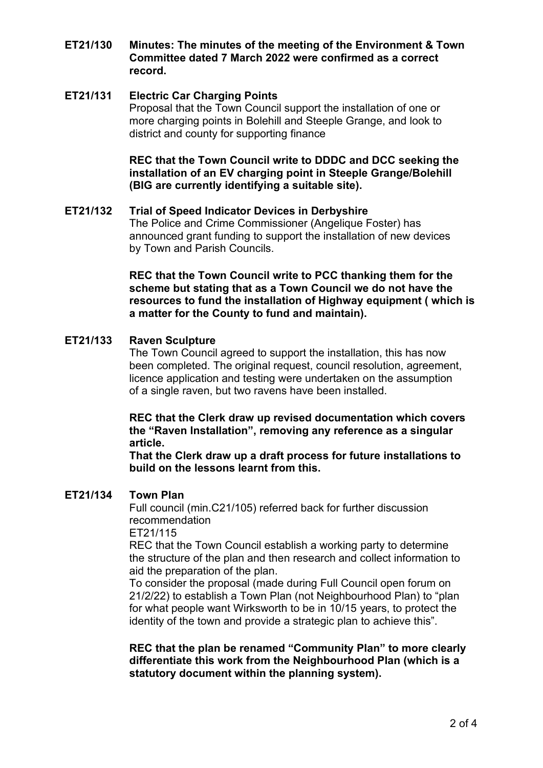**ET21/130 Minutes: The minutes of the meeting of the Environment & Town Committee dated 7 March 2022 were confirmed as a correct record.**

**ET21/131 Electric Car Charging Points**

Proposal that the Town Council support the installation of one or more charging points in Bolehill and Steeple Grange, and look to district and county for supporting finance

**REC that the Town Council write to DDDC and DCC seeking the installation of an EV charging point in Steeple Grange/Bolehill (BIG are currently identifying a suitable site).**

**ET21/132 Trial of Speed Indicator Devices in Derbyshire**

The Police and Crime Commissioner (Angelique Foster) has announced grant funding to support the installation of new devices by Town and Parish Councils.

**REC that the Town Council write to PCC thanking them for the scheme but stating that as a Town Council we do not have the resources to fund the installation of Highway equipment ( which is a matter for the County to fund and maintain).**

**ET21/133 Raven Sculpture**

The Town Council agreed to support the installation, this has now been completed. The original request, council resolution, agreement, licence application and testing were undertaken on the assumption of a single raven, but two ravens have been installed.

**REC that the Clerk draw up revised documentation which covers the "Raven Installation", removing any reference as a singular article.**

**That the Clerk draw up a draft process for future installations to build on the lessons learnt from this.**

**ET21/134 Town Plan**

Full council (min.C21/105) referred back for further discussion recommendation

ET21/115

REC that the Town Council establish a working party to determine the structure of the plan and then research and collect information to aid the preparation of the plan.

To consider the proposal (made during Full Council open forum on 21/2/22) to establish a Town Plan (not Neighbourhood Plan) to "plan for what people want Wirksworth to be in 10/15 years, to protect the identity of the town and provide a strategic plan to achieve this".

**REC that the plan be renamed "Community Plan" to more clearly differentiate this work from the Neighbourhood Plan (which is a statutory document within the planning system).**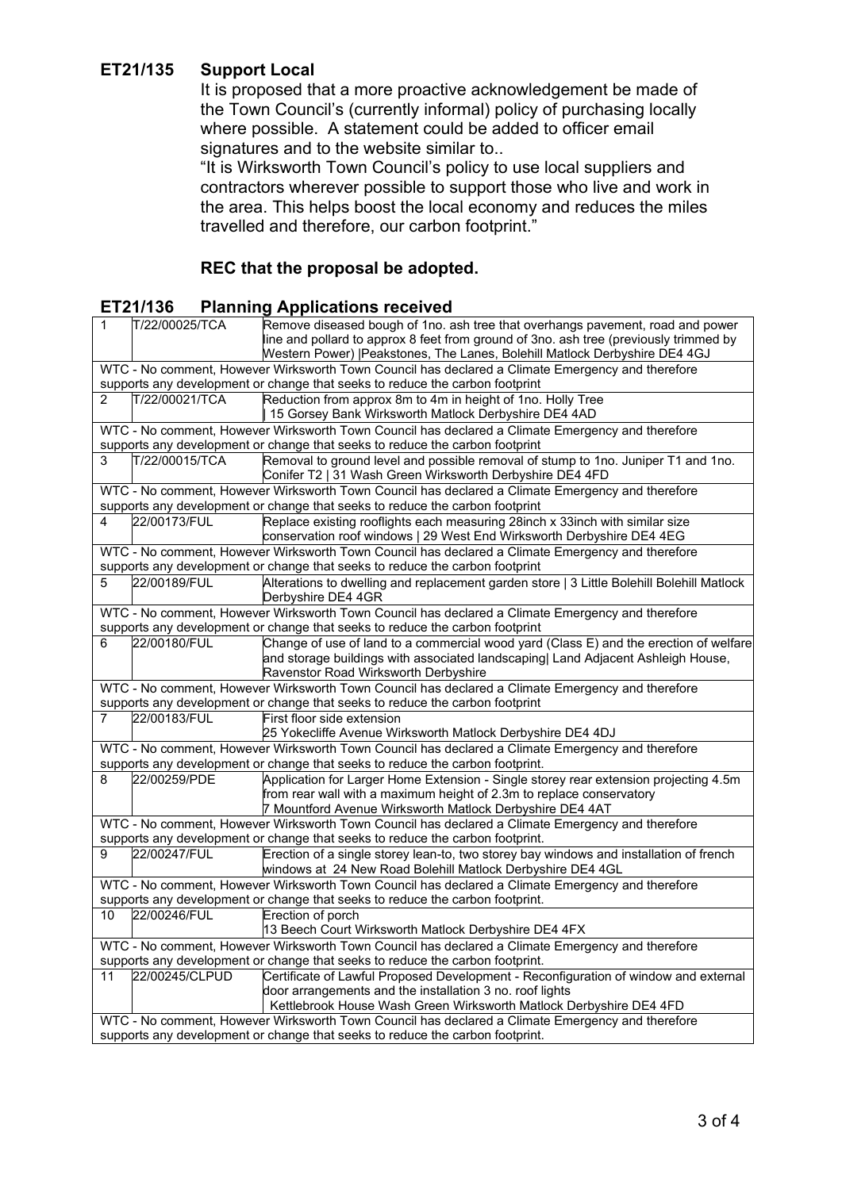## ET21/135 Support Local

It is proposed that a more proactive acknowledgement be made of the Town Council's (currently informal) policy of purchasing locally where possible. A statement could be added to officer email signatures and to the website similar to..

"It is Wirksworth Town Council's policy to use local suppliers and contractors wherever possible to support those who live and work in the area. This helps boost the local economy and reduces the miles travelled and therefore, our carbon footprint."

**REC that the proposal be adopted.**

## ET21/136 Planning Applications received

| | | |
|---|---|---|
| 1 | T/22/00025/TCA | Remove diseased bough of 1no. ash tree that overhangs pavement, road and power line and pollard to approx 8 feet from ground of 3no. ash tree (previously trimmed by Western Power) \|Peakstones, The Lanes, Bolehill Matlock Derbyshire DE4 4GJ |
| WTC - No comment, However Wirksworth Town Council has declared a Climate Emergency and therefore supports any development or change that seeks to reduce the carbon footprint | | |
| 2 | T/22/00021/TCA | Reduction from approx 8m to 4m in height of 1no. Holly Tree \| 15 Gorsey Bank Wirksworth Matlock Derbyshire DE4 4AD |
| WTC - No comment, However Wirksworth Town Council has declared a Climate Emergency and therefore supports any development or change that seeks to reduce the carbon footprint | | |
| 3 | T/22/00015/TCA | Removal to ground level and possible removal of stump to 1no. Juniper T1 and 1no. Conifer T2 \| 31 Wash Green Wirksworth Derbyshire DE4 4FD |
| WTC - No comment, However Wirksworth Town Council has declared a Climate Emergency and therefore supports any development or change that seeks to reduce the carbon footprint | | |
| 4 | 22/00173/FUL | Replace existing rooflights each measuring 28inch x 33inch with similar size conservation roof windows \| 29 West End Wirksworth Derbyshire DE4 4EG |
| WTC - No comment, However Wirksworth Town Council has declared a Climate Emergency and therefore supports any development or change that seeks to reduce the carbon footprint | | |
| 5 | 22/00189/FUL | Alterations to dwelling and replacement garden store \| 3 Little Bolehill Bolehill Matlock Derbyshire DE4 4GR |
| WTC - No comment, However Wirksworth Town Council has declared a Climate Emergency and therefore supports any development or change that seeks to reduce the carbon footprint | | |
| 6 | 22/00180/FUL | Change of use of land to a commercial wood yard (Class E) and the erection of welfare and storage buildings with associated landscaping\| Land Adjacent Ashleigh House, Ravenstor Road Wirksworth Derbyshire |
| WTC - No comment, However Wirksworth Town Council has declared a Climate Emergency and therefore supports any development or change that seeks to reduce the carbon footprint | | |
| 7 | 22/00183/FUL | First floor side extension 25 Yokecliffe Avenue Wirksworth Matlock Derbyshire DE4 4DJ |
| WTC - No comment, However Wirksworth Town Council has declared a Climate Emergency and therefore supports any development or change that seeks to reduce the carbon footprint. | | |
| 8 | 22/00259/PDE | Application for Larger Home Extension - Single storey rear extension projecting 4.5m from rear wall with a maximum height of 2.3m to replace conservatory 7 Mountford Avenue Wirksworth Matlock Derbyshire DE4 4AT |
| WTC - No comment, However Wirksworth Town Council has declared a Climate Emergency and therefore supports any development or change that seeks to reduce the carbon footprint. | | |
| 9 | 22/00247/FUL | Erection of a single storey lean-to, two storey bay windows and installation of french windows at 24 New Road Bolehill Matlock Derbyshire DE4 4GL |
| WTC - No comment, However Wirksworth Town Council has declared a Climate Emergency and therefore supports any development or change that seeks to reduce the carbon footprint. | | |
| 10 | 22/00246/FUL | Erection of porch 13 Beech Court Wirksworth Matlock Derbyshire DE4 4FX |
| WTC - No comment, However Wirksworth Town Council has declared a Climate Emergency and therefore supports any development or change that seeks to reduce the carbon footprint. | | |
| 11 | 22/00245/CLPUD | Certificate of Lawful Proposed Development - Reconfiguration of window and external door arrangements and the installation 3 no. roof lights Kettlebrook House Wash Green Wirksworth Matlock Derbyshire DE4 4FD |
| WTC - No comment, However Wirksworth Town Council has declared a Climate Emergency and therefore supports any development or change that seeks to reduce the carbon footprint. | | |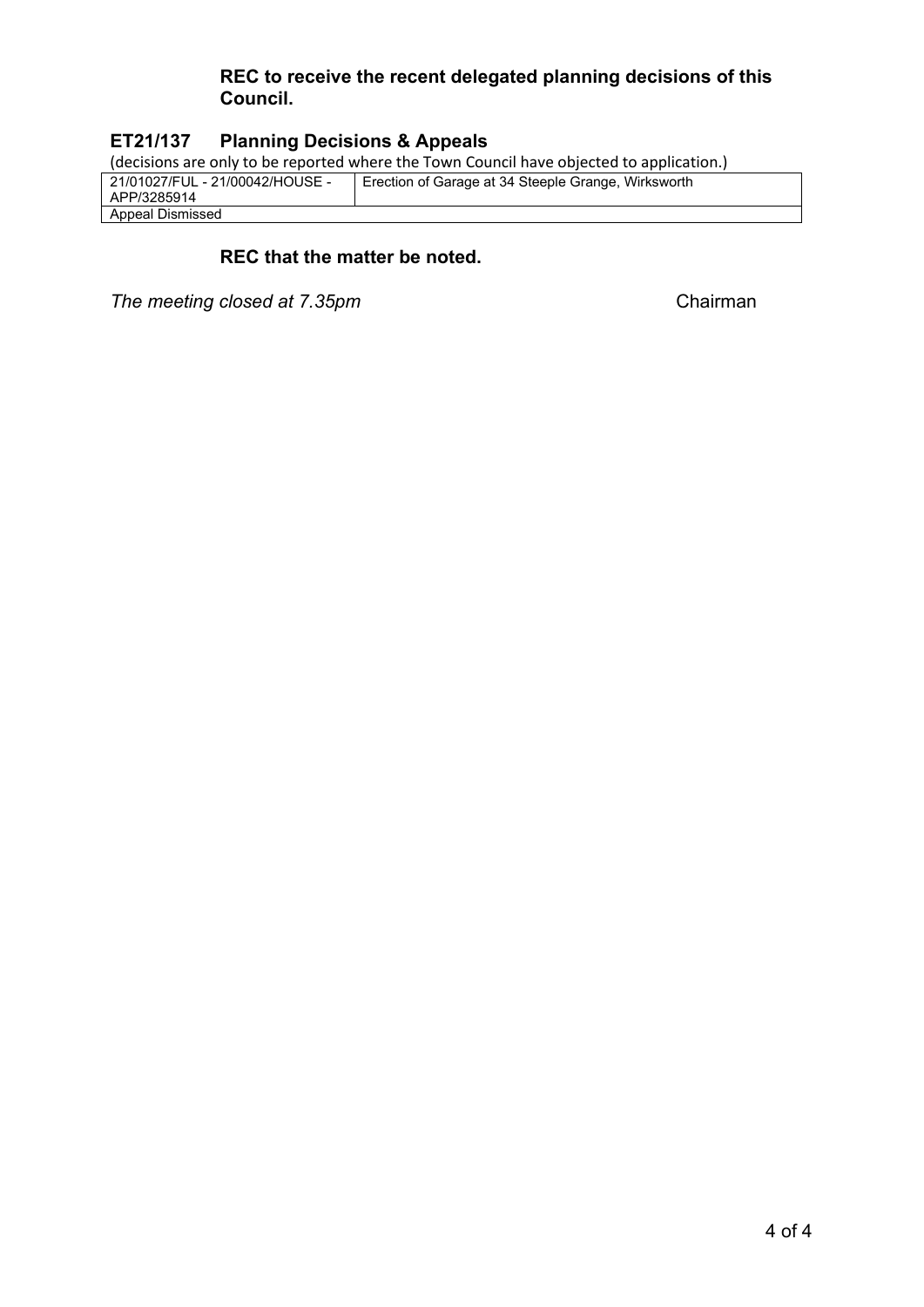**REC to receive the recent delegated planning decisions of this Council.**

## ET21/137 Planning Decisions & Appeals

(decisions are only to be reported where the Town Council have objected to application.)

| | |
|---|---|
| 21/01027/FUL - 21/00042/HOUSE - APP/3285914 | Erection of Garage at 34 Steeple Grange, Wirksworth |
| Appeal Dismissed | |

**REC that the matter be noted.**

*The meeting closed at 7.35pm* Chairman